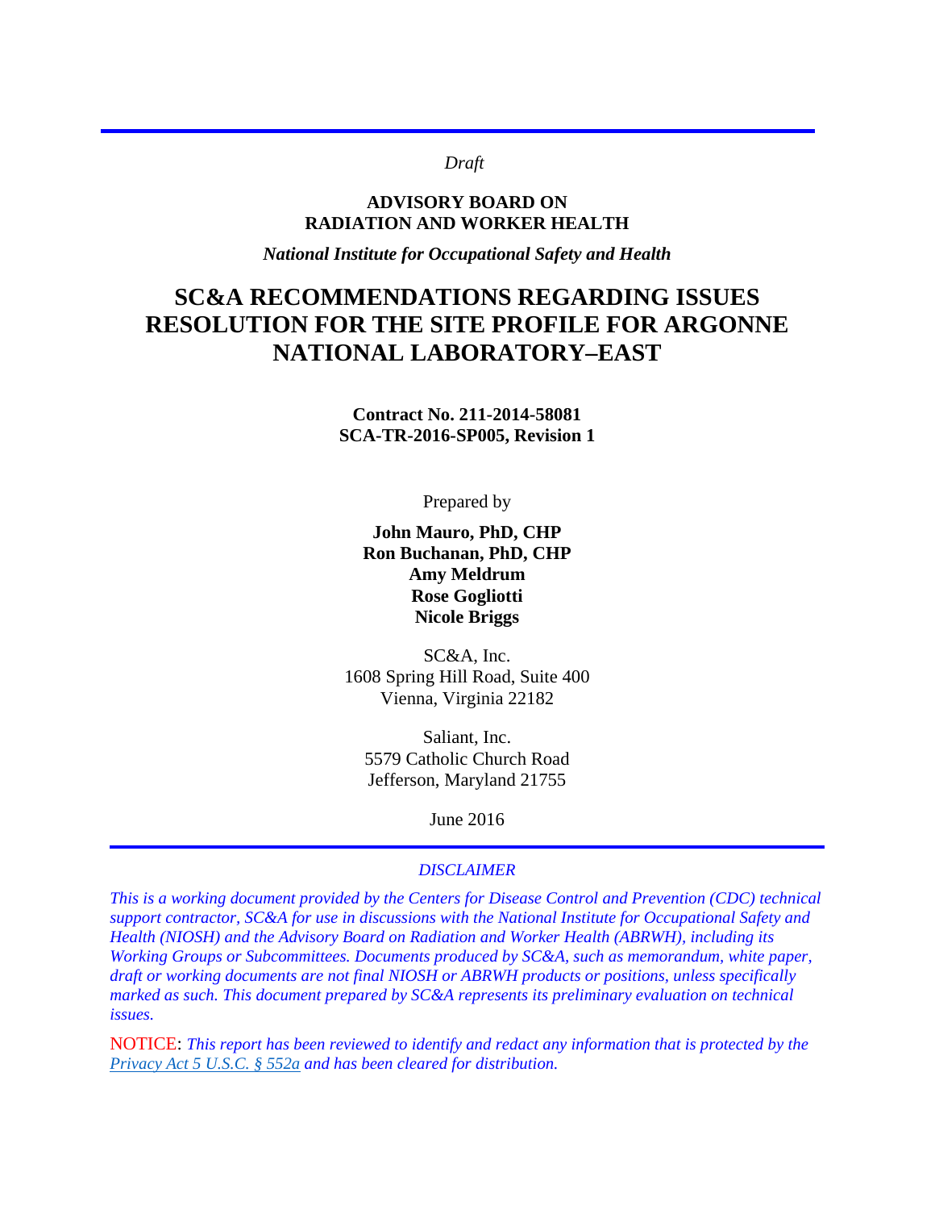*Draft*

**ADVISORY BOARD ON**
**RADIATION AND WORKER HEALTH**

***National Institute for Occupational Safety and Health***

# SC&A RECOMMENDATIONS REGARDING ISSUES RESOLUTION FOR THE SITE PROFILE FOR ARGONNE NATIONAL LABORATORY–EAST

**Contract No. 211-2014-58081**
**SCA-TR-2016-SP005, Revision 1**

Prepared by

**John Mauro, PhD, CHP**
**Ron Buchanan, PhD, CHP**
**Amy Meldrum**
**Rose Gogliotti**
**Nicole Briggs**

SC&A, Inc.
1608 Spring Hill Road, Suite 400
Vienna, Virginia 22182

Saliant, Inc.
5579 Catholic Church Road
Jefferson, Maryland 21755

June 2016

*DISCLAIMER*

*This is a working document provided by the Centers for Disease Control and Prevention (CDC) technical support contractor, SC&A for use in discussions with the National Institute for Occupational Safety and Health (NIOSH) and the Advisory Board on Radiation and Worker Health (ABRWH), including its Working Groups or Subcommittees. Documents produced by SC&A, such as memorandum, white paper, draft or working documents are not final NIOSH or ABRWH products or positions, unless specifically marked as such. This document prepared by SC&A represents its preliminary evaluation on technical issues.*

NOTICE: *This report has been reviewed to identify and redact any information that is protected by the Privacy Act 5 U.S.C. § 552a and has been cleared for distribution.*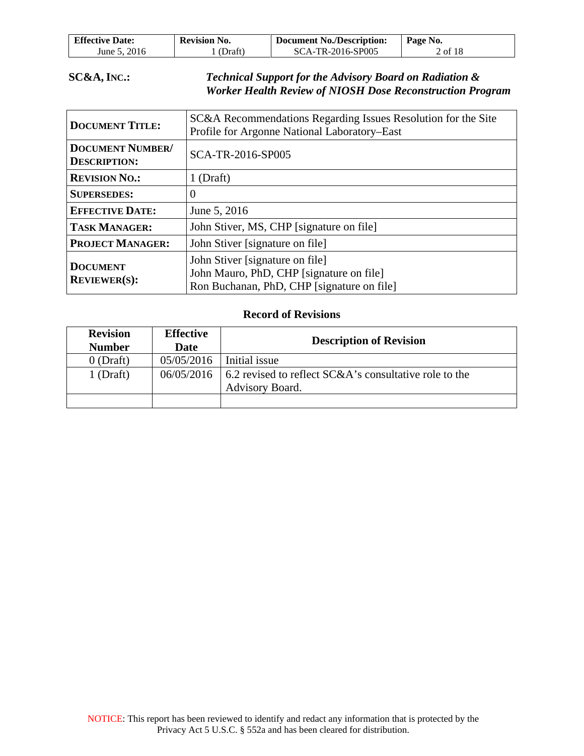**SC&A, INC.:** ***Technical Support for the Advisory Board on Radiation & Worker Health Review of NIOSH Dose Reconstruction Program***

| | |
|---|---|
| **DOCUMENT TITLE:** | SC&A Recommendations Regarding Issues Resolution for the Site Profile for Argonne National Laboratory–East |
| **DOCUMENT NUMBER/ DESCRIPTION:** | SCA-TR-2016-SP005 |
| **REVISION NO.:** | 1 (Draft) |
| **SUPERSEDES:** | 0 |
| **EFFECTIVE DATE:** | June 5, 2016 |
| **TASK MANAGER:** | John Stiver, MS, CHP [signature on file] |
| **PROJECT MANAGER:** | John Stiver [signature on file] |
| **DOCUMENT REVIEWER(S):** | John Stiver [signature on file]<br>John Mauro, PhD, CHP [signature on file]<br>Ron Buchanan, PhD, CHP [signature on file] |

**Record of Revisions**

| Revision Number | Effective Date | Description of Revision |
|---|---|---|
| 0 (Draft) | 05/05/2016 | Initial issue |
| 1 (Draft) | 06/05/2016 | 6.2 revised to reflect SC&A's consultative role to the Advisory Board. |
| | | |

NOTICE: This report has been reviewed to identify and redact any information that is protected by the Privacy Act 5 U.S.C. § 552a and has been cleared for distribution.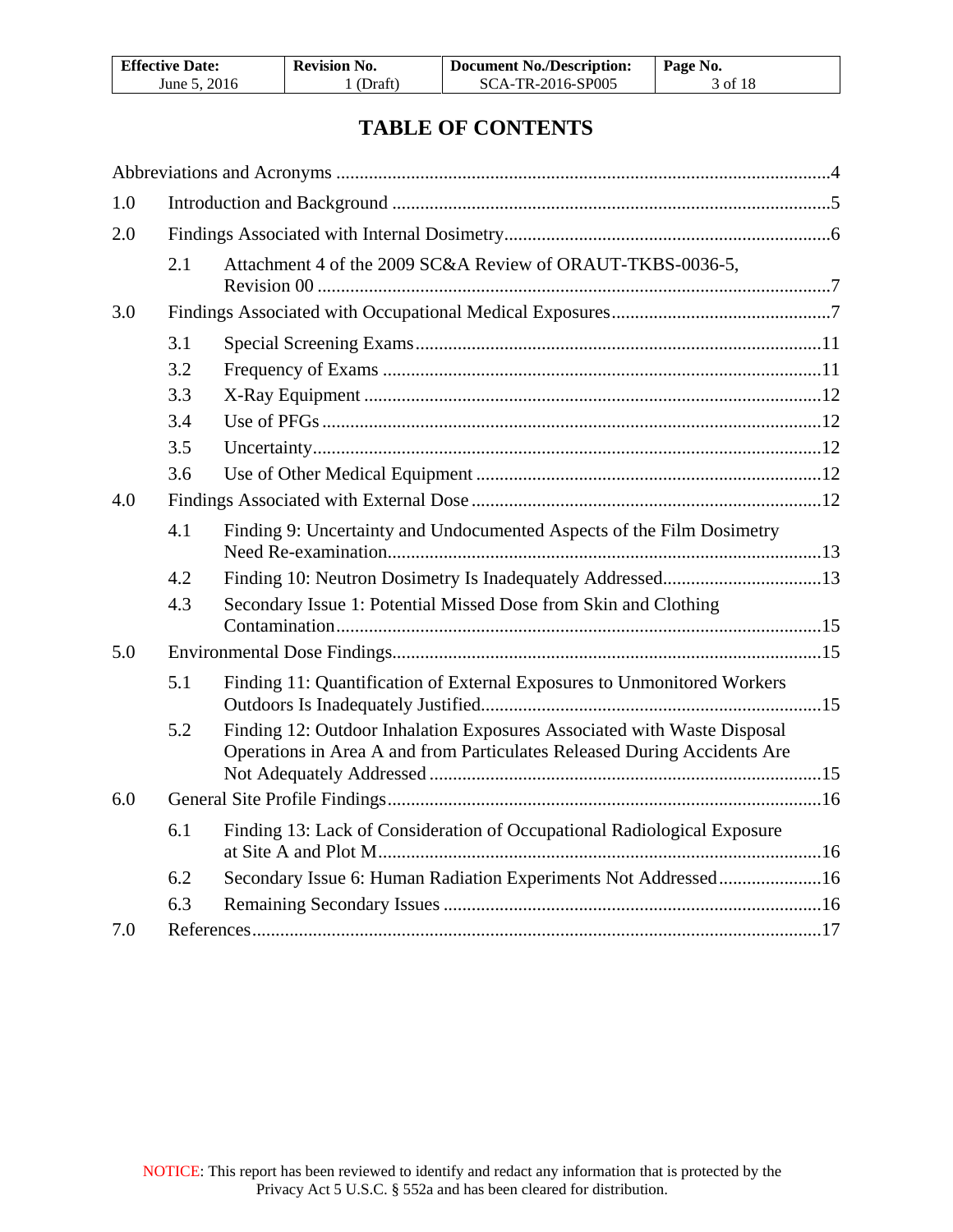# TABLE OF CONTENTS

Abbreviations and Acronyms ....................................................................................................4

1.0 Introduction and Background ..............................................................................................5

2.0 Findings Associated with Internal Dosimetry......................................................................6

- 2.1 Attachment 4 of the 2009 SC&A Review of ORAUT-TKBS-0036-5, Revision 00 ..............................................................................................................7

3.0 Findings Associated with Occupational Medical Exposures...............................................7

- 3.1 Special Screening Exams.......................................................................................11
- 3.2 Frequency of Exams .............................................................................................11
- 3.3 X-Ray Equipment ..................................................................................................12
- 3.4 Use of PFGs...........................................................................................................12
- 3.5 Uncertainty.............................................................................................................12
- 3.6 Use of Other Medical Equipment ..........................................................................12

4.0 Findings Associated with External Dose ...........................................................................12

- 4.1 Finding 9: Uncertainty and Undocumented Aspects of the Film Dosimetry Need Re-examination.............................................................................................13
- 4.2 Finding 10: Neutron Dosimetry Is Inadequately Addressed..................................13
- 4.3 Secondary Issue 1: Potential Missed Dose from Skin and Clothing Contamination.......................................................................................................15

5.0 Environmental Dose Findings............................................................................................15

- 5.1 Finding 11: Quantification of External Exposures to Unmonitored Workers Outdoors Is Inadequately Justified........................................................................15
- 5.2 Finding 12: Outdoor Inhalation Exposures Associated with Waste Disposal Operations in Area A and from Particulates Released During Accidents Are Not Adequately Addressed ....................................................................................15

6.0 General Site Profile Findings.............................................................................................16

- 6.1 Finding 13: Lack of Consideration of Occupational Radiological Exposure at Site A and Plot M..............................................................................................16
- 6.2 Secondary Issue 6: Human Radiation Experiments Not Addressed......................16
- 6.3 Remaining Secondary Issues .................................................................................16

7.0 References..........................................................................................................................17

NOTICE: This report has been reviewed to identify and redact any information that is protected by the Privacy Act 5 U.S.C. § 552a and has been cleared for distribution.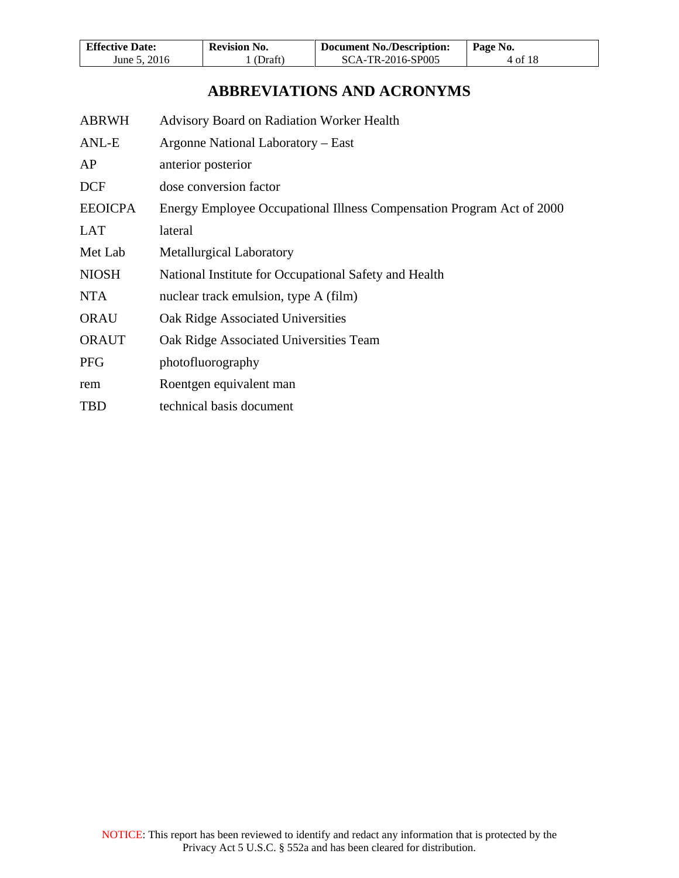# ABBREVIATIONS AND ACRONYMS

| | |
|---|---|
| ABRWH | Advisory Board on Radiation Worker Health |
| ANL-E | Argonne National Laboratory – East |
| AP | anterior posterior |
| DCF | dose conversion factor |
| EEOICPA | Energy Employee Occupational Illness Compensation Program Act of 2000 |
| LAT | lateral |
| Met Lab | Metallurgical Laboratory |
| NIOSH | National Institute for Occupational Safety and Health |
| NTA | nuclear track emulsion, type A (film) |
| ORAU | Oak Ridge Associated Universities |
| ORAUT | Oak Ridge Associated Universities Team |
| PFG | photofluorography |
| rem | Roentgen equivalent man |
| TBD | technical basis document |

NOTICE: This report has been reviewed to identify and redact any information that is protected by the Privacy Act 5 U.S.C. § 552a and has been cleared for distribution.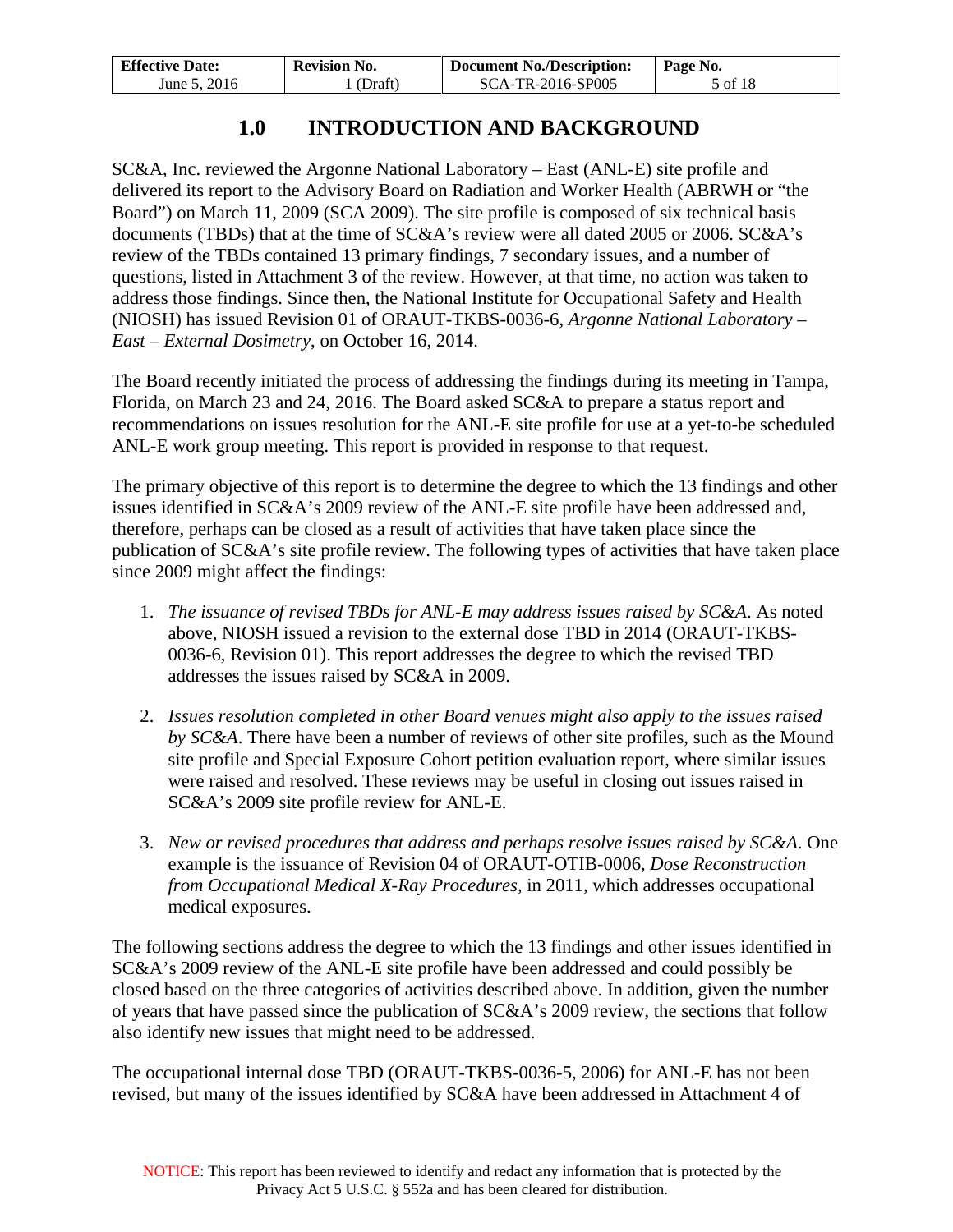# 1.0 INTRODUCTION AND BACKGROUND

SC&A, Inc. reviewed the Argonne National Laboratory – East (ANL-E) site profile and delivered its report to the Advisory Board on Radiation and Worker Health (ABRWH or "the Board") on March 11, 2009 (SCA 2009). The site profile is composed of six technical basis documents (TBDs) that at the time of SC&A's review were all dated 2005 or 2006. SC&A's review of the TBDs contained 13 primary findings, 7 secondary issues, and a number of questions, listed in Attachment 3 of the review. However, at that time, no action was taken to address those findings. Since then, the National Institute for Occupational Safety and Health (NIOSH) has issued Revision 01 of ORAUT-TKBS-0036-6, *Argonne National Laboratory – East – External Dosimetry*, on October 16, 2014.

The Board recently initiated the process of addressing the findings during its meeting in Tampa, Florida, on March 23 and 24, 2016. The Board asked SC&A to prepare a status report and recommendations on issues resolution for the ANL-E site profile for use at a yet-to-be scheduled ANL-E work group meeting. This report is provided in response to that request.

The primary objective of this report is to determine the degree to which the 13 findings and other issues identified in SC&A's 2009 review of the ANL-E site profile have been addressed and, therefore, perhaps can be closed as a result of activities that have taken place since the publication of SC&A's site profile review. The following types of activities that have taken place since 2009 might affect the findings:

1. *The issuance of revised TBDs for ANL-E may address issues raised by SC&A.* As noted above, NIOSH issued a revision to the external dose TBD in 2014 (ORAUT-TKBS-0036-6, Revision 01). This report addresses the degree to which the revised TBD addresses the issues raised by SC&A in 2009.

2. *Issues resolution completed in other Board venues might also apply to the issues raised by SC&A.* There have been a number of reviews of other site profiles, such as the Mound site profile and Special Exposure Cohort petition evaluation report, where similar issues were raised and resolved. These reviews may be useful in closing out issues raised in SC&A's 2009 site profile review for ANL-E.

3. *New or revised procedures that address and perhaps resolve issues raised by SC&A.* One example is the issuance of Revision 04 of ORAUT-OTIB-0006, *Dose Reconstruction from Occupational Medical X-Ray Procedures*, in 2011, which addresses occupational medical exposures.

The following sections address the degree to which the 13 findings and other issues identified in SC&A's 2009 review of the ANL-E site profile have been addressed and could possibly be closed based on the three categories of activities described above. In addition, given the number of years that have passed since the publication of SC&A's 2009 review, the sections that follow also identify new issues that might need to be addressed.

The occupational internal dose TBD (ORAUT-TKBS-0036-5, 2006) for ANL-E has not been revised, but many of the issues identified by SC&A have been addressed in Attachment 4 of

NOTICE: This report has been reviewed to identify and redact any information that is protected by the Privacy Act 5 U.S.C. § 552a and has been cleared for distribution.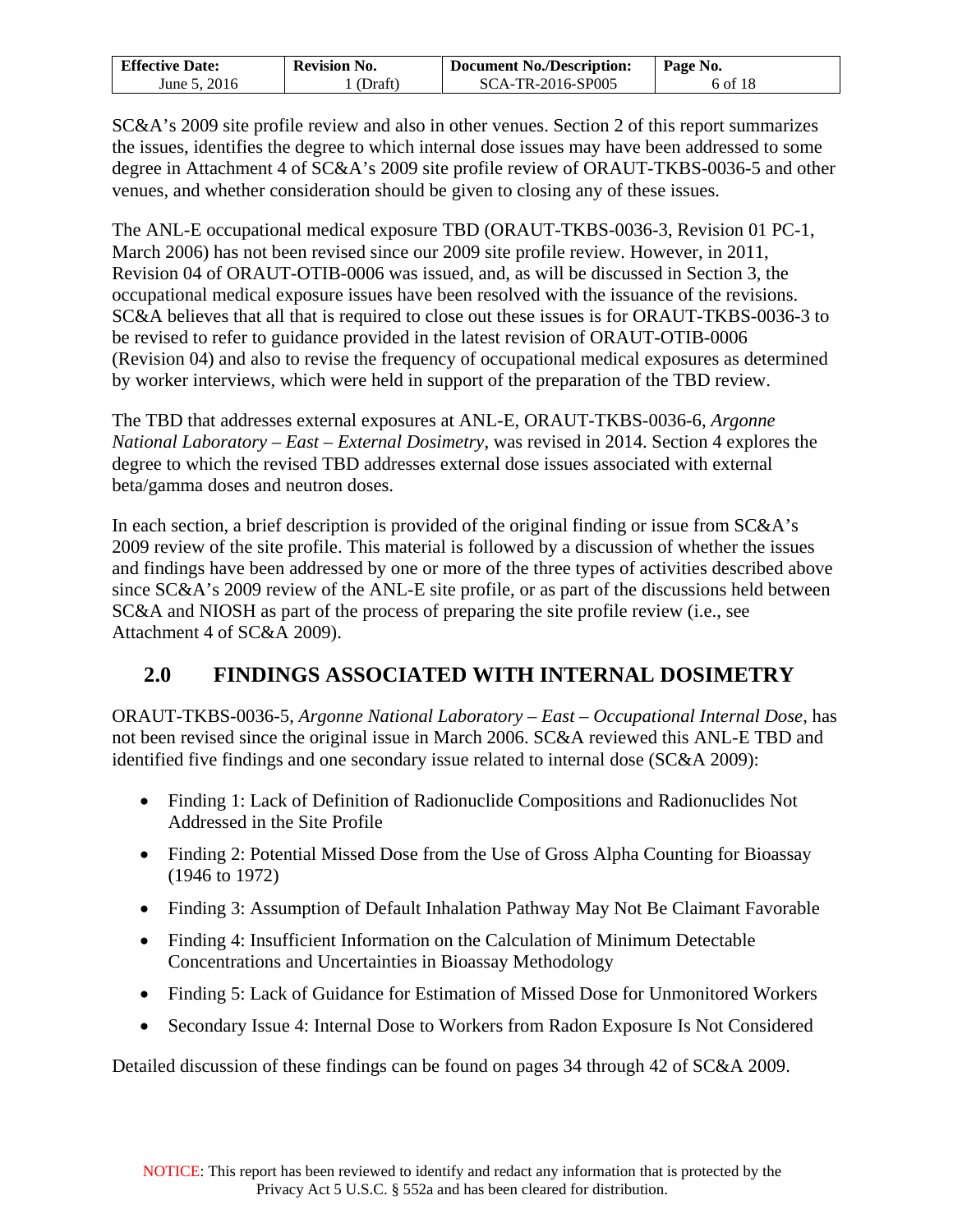SC&A's 2009 site profile review and also in other venues. Section 2 of this report summarizes the issues, identifies the degree to which internal dose issues may have been addressed to some degree in Attachment 4 of SC&A's 2009 site profile review of ORAUT-TKBS-0036-5 and other venues, and whether consideration should be given to closing any of these issues.

The ANL-E occupational medical exposure TBD (ORAUT-TKBS-0036-3, Revision 01 PC-1, March 2006) has not been revised since our 2009 site profile review. However, in 2011, Revision 04 of ORAUT-OTIB-0006 was issued, and, as will be discussed in Section 3, the occupational medical exposure issues have been resolved with the issuance of the revisions. SC&A believes that all that is required to close out these issues is for ORAUT-TKBS-0036-3 to be revised to refer to guidance provided in the latest revision of ORAUT-OTIB-0006 (Revision 04) and also to revise the frequency of occupational medical exposures as determined by worker interviews, which were held in support of the preparation of the TBD review.

The TBD that addresses external exposures at ANL-E, ORAUT-TKBS-0036-6, *Argonne National Laboratory – East – External Dosimetry*, was revised in 2014. Section 4 explores the degree to which the revised TBD addresses external dose issues associated with external beta/gamma doses and neutron doses.

In each section, a brief description is provided of the original finding or issue from SC&A's 2009 review of the site profile. This material is followed by a discussion of whether the issues and findings have been addressed by one or more of the three types of activities described above since SC&A's 2009 review of the ANL-E site profile, or as part of the discussions held between SC&A and NIOSH as part of the process of preparing the site profile review (i.e., see Attachment 4 of SC&A 2009).

## 2.0 FINDINGS ASSOCIATED WITH INTERNAL DOSIMETRY

ORAUT-TKBS-0036-5, *Argonne National Laboratory – East – Occupational Internal Dose*, has not been revised since the original issue in March 2006. SC&A reviewed this ANL-E TBD and identified five findings and one secondary issue related to internal dose (SC&A 2009):

- Finding 1: Lack of Definition of Radionuclide Compositions and Radionuclides Not Addressed in the Site Profile
- Finding 2: Potential Missed Dose from the Use of Gross Alpha Counting for Bioassay (1946 to 1972)
- Finding 3: Assumption of Default Inhalation Pathway May Not Be Claimant Favorable
- Finding 4: Insufficient Information on the Calculation of Minimum Detectable Concentrations and Uncertainties in Bioassay Methodology
- Finding 5: Lack of Guidance for Estimation of Missed Dose for Unmonitored Workers
- Secondary Issue 4: Internal Dose to Workers from Radon Exposure Is Not Considered

Detailed discussion of these findings can be found on pages 34 through 42 of SC&A 2009.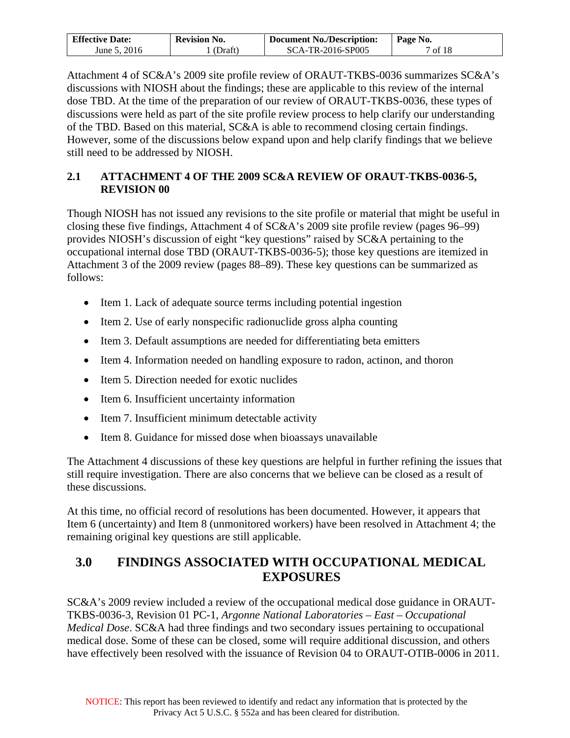Attachment 4 of SC&A's 2009 site profile review of ORAUT-TKBS-0036 summarizes SC&A's discussions with NIOSH about the findings; these are applicable to this review of the internal dose TBD. At the time of the preparation of our review of ORAUT-TKBS-0036, these types of discussions were held as part of the site profile review process to help clarify our understanding of the TBD. Based on this material, SC&A is able to recommend closing certain findings. However, some of the discussions below expand upon and help clarify findings that we believe still need to be addressed by NIOSH.

## 2.1 ATTACHMENT 4 OF THE 2009 SC&A REVIEW OF ORAUT-TKBS-0036-5, REVISION 00

Though NIOSH has not issued any revisions to the site profile or material that might be useful in closing these five findings, Attachment 4 of SC&A's 2009 site profile review (pages 96–99) provides NIOSH's discussion of eight "key questions" raised by SC&A pertaining to the occupational internal dose TBD (ORAUT-TKBS-0036-5); those key questions are itemized in Attachment 3 of the 2009 review (pages 88–89). These key questions can be summarized as follows:

- Item 1. Lack of adequate source terms including potential ingestion
- Item 2. Use of early nonspecific radionuclide gross alpha counting
- Item 3. Default assumptions are needed for differentiating beta emitters
- Item 4. Information needed on handling exposure to radon, actinon, and thoron
- Item 5. Direction needed for exotic nuclides
- Item 6. Insufficient uncertainty information
- Item 7. Insufficient minimum detectable activity
- Item 8. Guidance for missed dose when bioassays unavailable

The Attachment 4 discussions of these key questions are helpful in further refining the issues that still require investigation. There are also concerns that we believe can be closed as a result of these discussions.

At this time, no official record of resolutions has been documented. However, it appears that Item 6 (uncertainty) and Item 8 (unmonitored workers) have been resolved in Attachment 4; the remaining original key questions are still applicable.

# 3.0 FINDINGS ASSOCIATED WITH OCCUPATIONAL MEDICAL EXPOSURES

SC&A's 2009 review included a review of the occupational medical dose guidance in ORAUT-TKBS-0036-3, Revision 01 PC-1, *Argonne National Laboratories – East – Occupational Medical Dose*. SC&A had three findings and two secondary issues pertaining to occupational medical dose. Some of these can be closed, some will require additional discussion, and others have effectively been resolved with the issuance of Revision 04 to ORAUT-OTIB-0006 in 2011.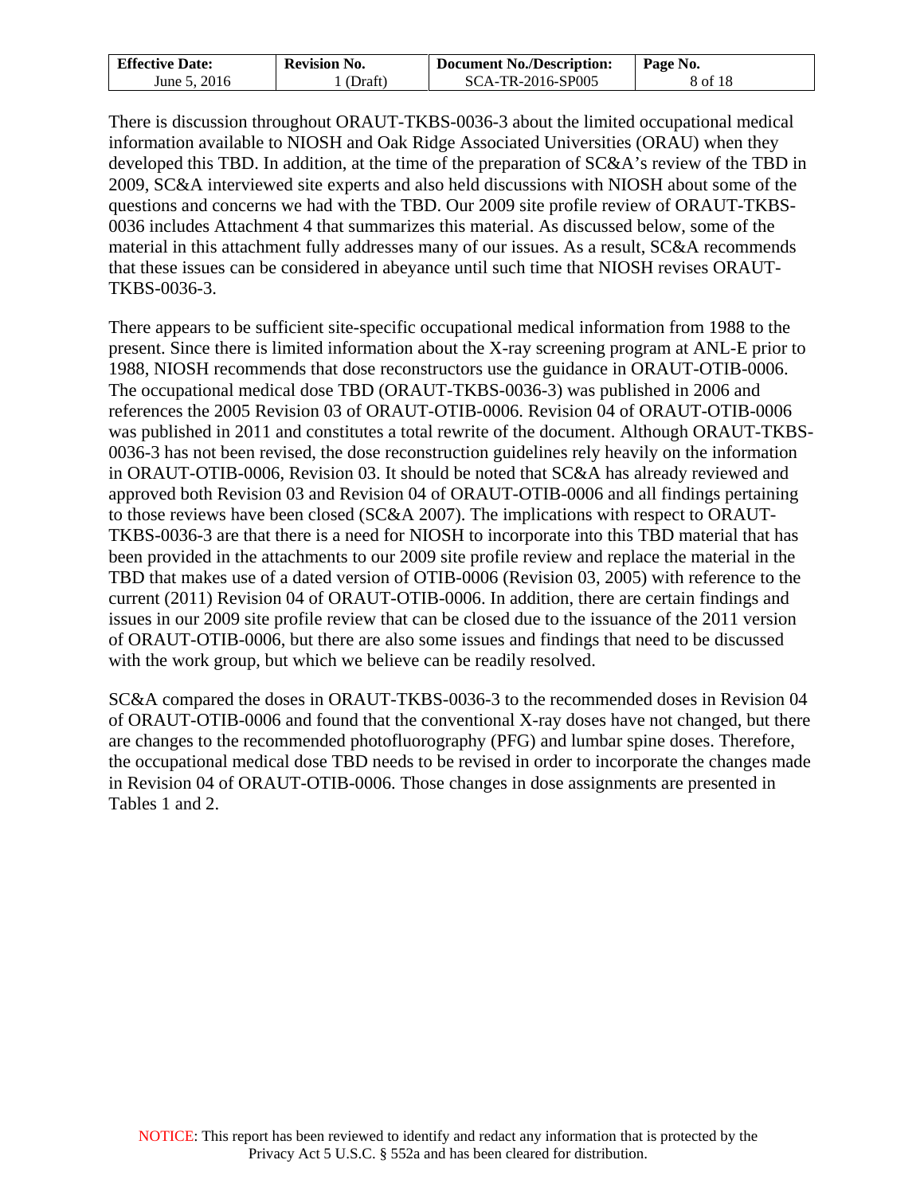There is discussion throughout ORAUT-TKBS-0036-3 about the limited occupational medical information available to NIOSH and Oak Ridge Associated Universities (ORAU) when they developed this TBD. In addition, at the time of the preparation of SC&A's review of the TBD in 2009, SC&A interviewed site experts and also held discussions with NIOSH about some of the questions and concerns we had with the TBD. Our 2009 site profile review of ORAUT-TKBS-0036 includes Attachment 4 that summarizes this material. As discussed below, some of the material in this attachment fully addresses many of our issues. As a result, SC&A recommends that these issues can be considered in abeyance until such time that NIOSH revises ORAUT-TKBS-0036-3.

There appears to be sufficient site-specific occupational medical information from 1988 to the present. Since there is limited information about the X-ray screening program at ANL-E prior to 1988, NIOSH recommends that dose reconstructors use the guidance in ORAUT-OTIB-0006. The occupational medical dose TBD (ORAUT-TKBS-0036-3) was published in 2006 and references the 2005 Revision 03 of ORAUT-OTIB-0006. Revision 04 of ORAUT-OTIB-0006 was published in 2011 and constitutes a total rewrite of the document. Although ORAUT-TKBS-0036-3 has not been revised, the dose reconstruction guidelines rely heavily on the information in ORAUT-OTIB-0006, Revision 03. It should be noted that SC&A has already reviewed and approved both Revision 03 and Revision 04 of ORAUT-OTIB-0006 and all findings pertaining to those reviews have been closed (SC&A 2007). The implications with respect to ORAUT-TKBS-0036-3 are that there is a need for NIOSH to incorporate into this TBD material that has been provided in the attachments to our 2009 site profile review and replace the material in the TBD that makes use of a dated version of OTIB-0006 (Revision 03, 2005) with reference to the current (2011) Revision 04 of ORAUT-OTIB-0006. In addition, there are certain findings and issues in our 2009 site profile review that can be closed due to the issuance of the 2011 version of ORAUT-OTIB-0006, but there are also some issues and findings that need to be discussed with the work group, but which we believe can be readily resolved.

SC&A compared the doses in ORAUT-TKBS-0036-3 to the recommended doses in Revision 04 of ORAUT-OTIB-0006 and found that the conventional X-ray doses have not changed, but there are changes to the recommended photofluorography (PFG) and lumbar spine doses. Therefore, the occupational medical dose TBD needs to be revised in order to incorporate the changes made in Revision 04 of ORAUT-OTIB-0006. Those changes in dose assignments are presented in Tables 1 and 2.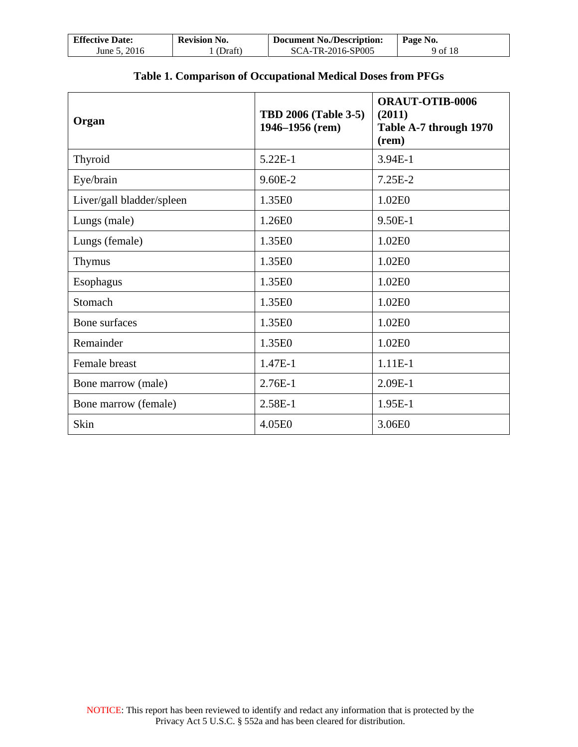**Table 1. Comparison of Occupational Medical Doses from PFGs**

| Organ | TBD 2006 (Table 3-5) 1946–1956 (rem) | ORAUT-OTIB-0006 (2011) Table A-7 through 1970 (rem) |
|---|---|---|
| Thyroid | 5.22E-1 | 3.94E-1 |
| Eye/brain | 9.60E-2 | 7.25E-2 |
| Liver/gall bladder/spleen | 1.35E0 | 1.02E0 |
| Lungs (male) | 1.26E0 | 9.50E-1 |
| Lungs (female) | 1.35E0 | 1.02E0 |
| Thymus | 1.35E0 | 1.02E0 |
| Esophagus | 1.35E0 | 1.02E0 |
| Stomach | 1.35E0 | 1.02E0 |
| Bone surfaces | 1.35E0 | 1.02E0 |
| Remainder | 1.35E0 | 1.02E0 |
| Female breast | 1.47E-1 | 1.11E-1 |
| Bone marrow (male) | 2.76E-1 | 2.09E-1 |
| Bone marrow (female) | 2.58E-1 | 1.95E-1 |
| Skin | 4.05E0 | 3.06E0 |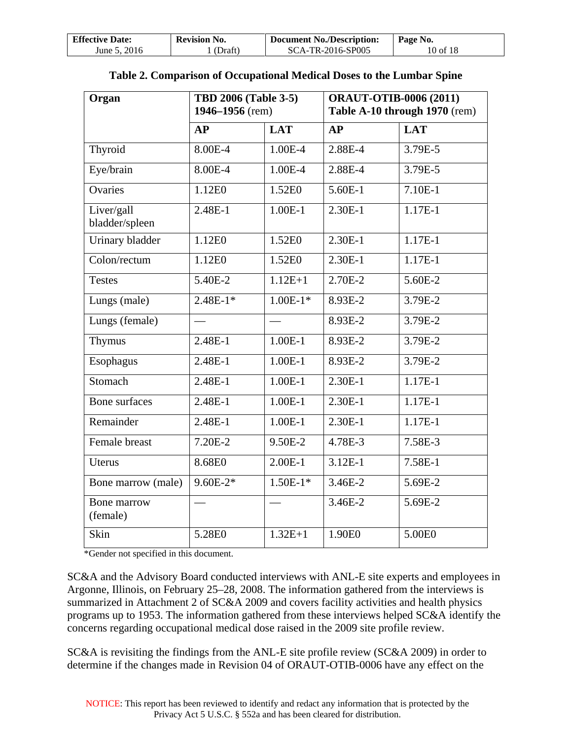**Table 2. Comparison of Occupational Medical Doses to the Lumbar Spine**

| Organ | **TBD 2006 (Table 3-5) 1946–1956** (rem) | | **ORAUT-OTIB-0006 (2011) Table A-10 through 1970** (rem) | |
|---|---|---|---|---|
| | **AP** | **LAT** | **AP** | **LAT** |
| Thyroid | 8.00E-4 | 1.00E-4 | 2.88E-4 | 3.79E-5 |
| Eye/brain | 8.00E-4 | 1.00E-4 | 2.88E-4 | 3.79E-5 |
| Ovaries | 1.12E0 | 1.52E0 | 5.60E-1 | 7.10E-1 |
| Liver/gall bladder/spleen | 2.48E-1 | 1.00E-1 | 2.30E-1 | 1.17E-1 |
| Urinary bladder | 1.12E0 | 1.52E0 | 2.30E-1 | 1.17E-1 |
| Colon/rectum | 1.12E0 | 1.52E0 | 2.30E-1 | 1.17E-1 |
| Testes | 5.40E-2 | 1.12E+1 | 2.70E-2 | 5.60E-2 |
| Lungs (male) | 2.48E-1* | 1.00E-1* | 8.93E-2 | 3.79E-2 |
| Lungs (female) | — | — | 8.93E-2 | 3.79E-2 |
| Thymus | 2.48E-1 | 1.00E-1 | 8.93E-2 | 3.79E-2 |
| Esophagus | 2.48E-1 | 1.00E-1 | 8.93E-2 | 3.79E-2 |
| Stomach | 2.48E-1 | 1.00E-1 | 2.30E-1 | 1.17E-1 |
| Bone surfaces | 2.48E-1 | 1.00E-1 | 2.30E-1 | 1.17E-1 |
| Remainder | 2.48E-1 | 1.00E-1 | 2.30E-1 | 1.17E-1 |
| Female breast | 7.20E-2 | 9.50E-2 | 4.78E-3 | 7.58E-3 |
| Uterus | 8.68E0 | 2.00E-1 | 3.12E-1 | 7.58E-1 |
| Bone marrow (male) | 9.60E-2* | 1.50E-1* | 3.46E-2 | 5.69E-2 |
| Bone marrow (female) | — | — | 3.46E-2 | 5.69E-2 |
| Skin | 5.28E0 | 1.32E+1 | 1.90E0 | 5.00E0 |

*Gender not specified in this document.

SC&A and the Advisory Board conducted interviews with ANL-E site experts and employees in Argonne, Illinois, on February 25–28, 2008. The information gathered from the interviews is summarized in Attachment 2 of SC&A 2009 and covers facility activities and health physics programs up to 1953. The information gathered from these interviews helped SC&A identify the concerns regarding occupational medical dose raised in the 2009 site profile review.

SC&A is revisiting the findings from the ANL-E site profile review (SC&A 2009) in order to determine if the changes made in Revision 04 of ORAUT-OTIB-0006 have any effect on the

NOTICE: This report has been reviewed to identify and redact any information that is protected by the Privacy Act 5 U.S.C. § 552a and has been cleared for distribution.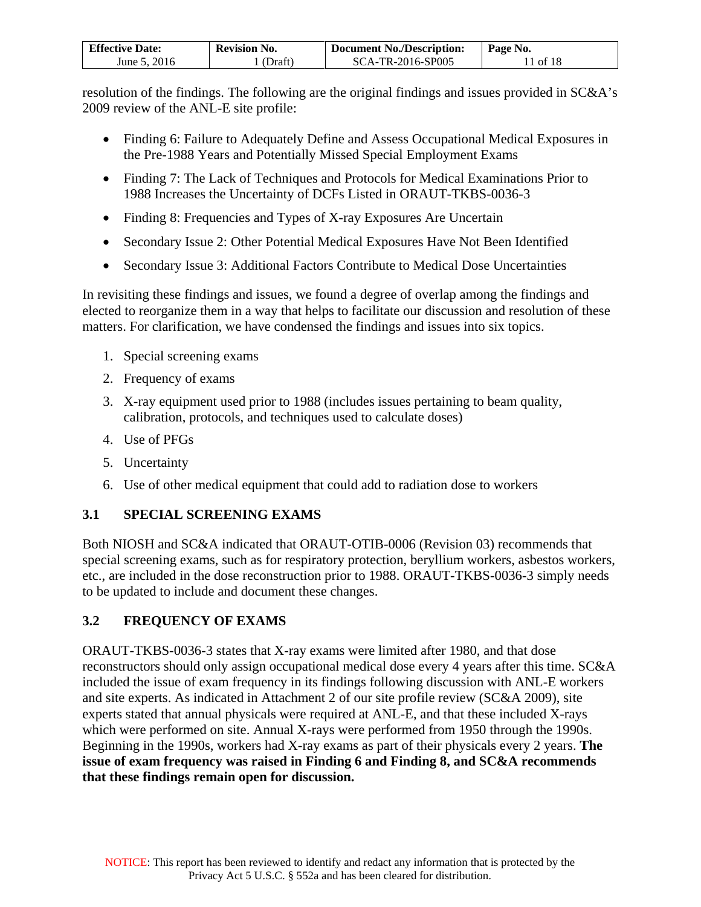resolution of the findings. The following are the original findings and issues provided in SC&A's 2009 review of the ANL-E site profile:

- Finding 6: Failure to Adequately Define and Assess Occupational Medical Exposures in the Pre-1988 Years and Potentially Missed Special Employment Exams
- Finding 7: The Lack of Techniques and Protocols for Medical Examinations Prior to 1988 Increases the Uncertainty of DCFs Listed in ORAUT-TKBS-0036-3
- Finding 8: Frequencies and Types of X-ray Exposures Are Uncertain
- Secondary Issue 2: Other Potential Medical Exposures Have Not Been Identified
- Secondary Issue 3: Additional Factors Contribute to Medical Dose Uncertainties

In revisiting these findings and issues, we found a degree of overlap among the findings and elected to reorganize them in a way that helps to facilitate our discussion and resolution of these matters. For clarification, we have condensed the findings and issues into six topics.

1. Special screening exams
2. Frequency of exams
3. X-ray equipment used prior to 1988 (includes issues pertaining to beam quality, calibration, protocols, and techniques used to calculate doses)
4. Use of PFGs
5. Uncertainty
6. Use of other medical equipment that could add to radiation dose to workers

## 3.1 SPECIAL SCREENING EXAMS

Both NIOSH and SC&A indicated that ORAUT-OTIB-0006 (Revision 03) recommends that special screening exams, such as for respiratory protection, beryllium workers, asbestos workers, etc., are included in the dose reconstruction prior to 1988. ORAUT-TKBS-0036-3 simply needs to be updated to include and document these changes.

## 3.2 FREQUENCY OF EXAMS

ORAUT-TKBS-0036-3 states that X-ray exams were limited after 1980, and that dose reconstructors should only assign occupational medical dose every 4 years after this time. SC&A included the issue of exam frequency in its findings following discussion with ANL-E workers and site experts. As indicated in Attachment 2 of our site profile review (SC&A 2009), site experts stated that annual physicals were required at ANL-E, and that these included X-rays which were performed on site. Annual X-rays were performed from 1950 through the 1990s. Beginning in the 1990s, workers had X-ray exams as part of their physicals every 2 years. **The issue of exam frequency was raised in Finding 6 and Finding 8, and SC&A recommends that these findings remain open for discussion.**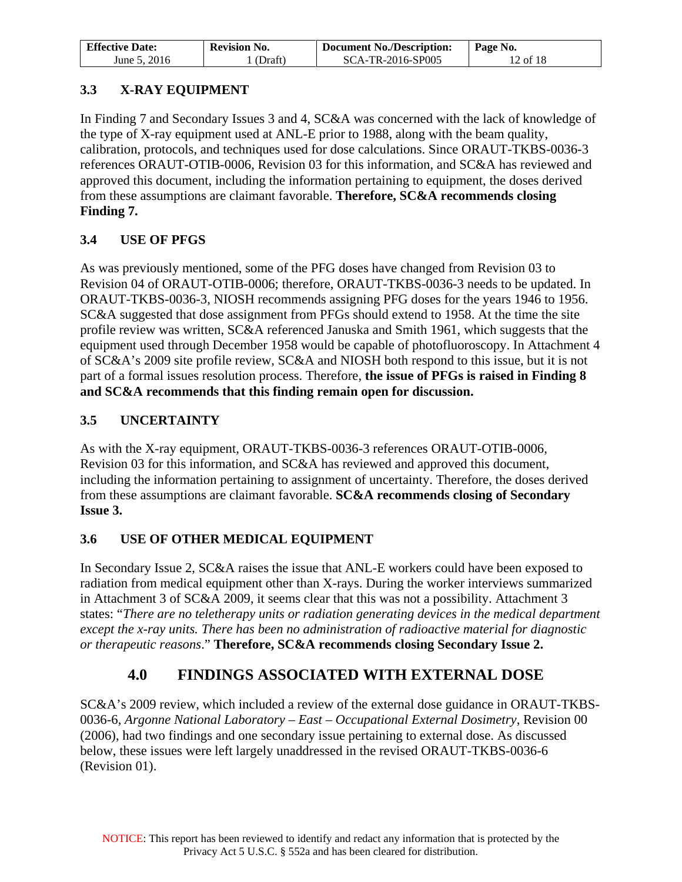### 3.3 X-RAY EQUIPMENT

In Finding 7 and Secondary Issues 3 and 4, SC&A was concerned with the lack of knowledge of the type of X-ray equipment used at ANL-E prior to 1988, along with the beam quality, calibration, protocols, and techniques used for dose calculations. Since ORAUT-TKBS-0036-3 references ORAUT-OTIB-0006, Revision 03 for this information, and SC&A has reviewed and approved this document, including the information pertaining to equipment, the doses derived from these assumptions are claimant favorable. **Therefore, SC&A recommends closing Finding 7.**

### 3.4 USE OF PFGS

As was previously mentioned, some of the PFG doses have changed from Revision 03 to Revision 04 of ORAUT-OTIB-0006; therefore, ORAUT-TKBS-0036-3 needs to be updated. In ORAUT-TKBS-0036-3, NIOSH recommends assigning PFG doses for the years 1946 to 1956. SC&A suggested that dose assignment from PFGs should extend to 1958. At the time the site profile review was written, SC&A referenced Januska and Smith 1961, which suggests that the equipment used through December 1958 would be capable of photofluoroscopy. In Attachment 4 of SC&A's 2009 site profile review, SC&A and NIOSH both respond to this issue, but it is not part of a formal issues resolution process. Therefore, **the issue of PFGs is raised in Finding 8 and SC&A recommends that this finding remain open for discussion.**

### 3.5 UNCERTAINTY

As with the X-ray equipment, ORAUT-TKBS-0036-3 references ORAUT-OTIB-0006, Revision 03 for this information, and SC&A has reviewed and approved this document, including the information pertaining to assignment of uncertainty. Therefore, the doses derived from these assumptions are claimant favorable. **SC&A recommends closing of Secondary Issue 3.**

### 3.6 USE OF OTHER MEDICAL EQUIPMENT

In Secondary Issue 2, SC&A raises the issue that ANL-E workers could have been exposed to radiation from medical equipment other than X-rays. During the worker interviews summarized in Attachment 3 of SC&A 2009, it seems clear that this was not a possibility. Attachment 3 states: "*There are no teletherapy units or radiation generating devices in the medical department except the x-ray units. There has been no administration of radioactive material for diagnostic or therapeutic reasons*." **Therefore, SC&A recommends closing Secondary Issue 2.**

## 4.0 FINDINGS ASSOCIATED WITH EXTERNAL DOSE

SC&A's 2009 review, which included a review of the external dose guidance in ORAUT-TKBS-0036-6, *Argonne National Laboratory – East – Occupational External Dosimetry*, Revision 00 (2006), had two findings and one secondary issue pertaining to external dose. As discussed below, these issues were left largely unaddressed in the revised ORAUT-TKBS-0036-6 (Revision 01).

NOTICE: This report has been reviewed to identify and redact any information that is protected by the Privacy Act 5 U.S.C. § 552a and has been cleared for distribution.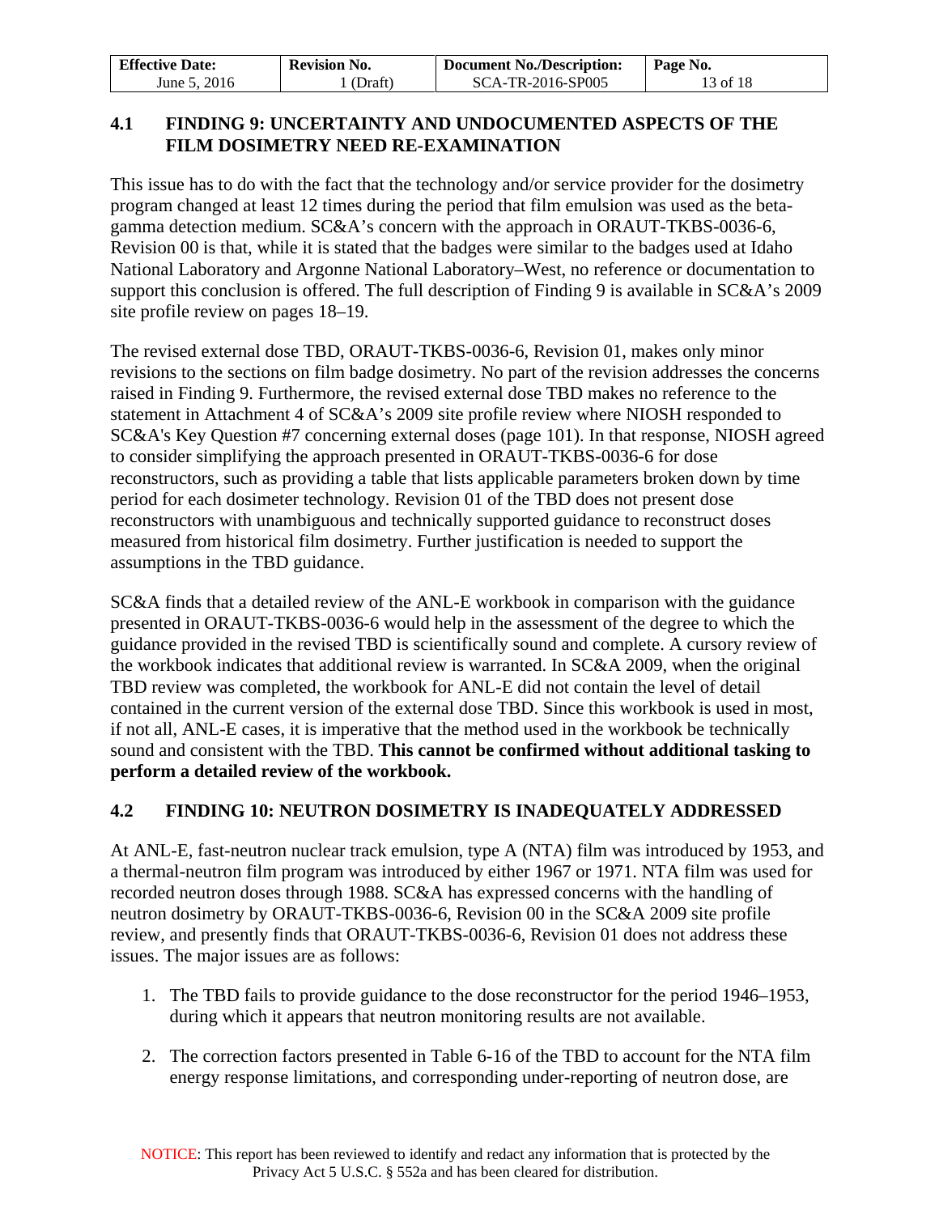## 4.1 FINDING 9: UNCERTAINTY AND UNDOCUMENTED ASPECTS OF THE FILM DOSIMETRY NEED RE-EXAMINATION

This issue has to do with the fact that the technology and/or service provider for the dosimetry program changed at least 12 times during the period that film emulsion was used as the beta-gamma detection medium. SC&A's concern with the approach in ORAUT-TKBS-0036-6, Revision 00 is that, while it is stated that the badges were similar to the badges used at Idaho National Laboratory and Argonne National Laboratory–West, no reference or documentation to support this conclusion is offered. The full description of Finding 9 is available in SC&A's 2009 site profile review on pages 18–19.

The revised external dose TBD, ORAUT-TKBS-0036-6, Revision 01, makes only minor revisions to the sections on film badge dosimetry. No part of the revision addresses the concerns raised in Finding 9. Furthermore, the revised external dose TBD makes no reference to the statement in Attachment 4 of SC&A's 2009 site profile review where NIOSH responded to SC&A's Key Question #7 concerning external doses (page 101). In that response, NIOSH agreed to consider simplifying the approach presented in ORAUT-TKBS-0036-6 for dose reconstructors, such as providing a table that lists applicable parameters broken down by time period for each dosimeter technology. Revision 01 of the TBD does not present dose reconstructors with unambiguous and technically supported guidance to reconstruct doses measured from historical film dosimetry. Further justification is needed to support the assumptions in the TBD guidance.

SC&A finds that a detailed review of the ANL-E workbook in comparison with the guidance presented in ORAUT-TKBS-0036-6 would help in the assessment of the degree to which the guidance provided in the revised TBD is scientifically sound and complete. A cursory review of the workbook indicates that additional review is warranted. In SC&A 2009, when the original TBD review was completed, the workbook for ANL-E did not contain the level of detail contained in the current version of the external dose TBD. Since this workbook is used in most, if not all, ANL-E cases, it is imperative that the method used in the workbook be technically sound and consistent with the TBD. **This cannot be confirmed without additional tasking to perform a detailed review of the workbook.**

## 4.2 FINDING 10: NEUTRON DOSIMETRY IS INADEQUATELY ADDRESSED

At ANL-E, fast-neutron nuclear track emulsion, type A (NTA) film was introduced by 1953, and a thermal-neutron film program was introduced by either 1967 or 1971. NTA film was used for recorded neutron doses through 1988. SC&A has expressed concerns with the handling of neutron dosimetry by ORAUT-TKBS-0036-6, Revision 00 in the SC&A 2009 site profile review, and presently finds that ORAUT-TKBS-0036-6, Revision 01 does not address these issues. The major issues are as follows:

1. The TBD fails to provide guidance to the dose reconstructor for the period 1946–1953, during which it appears that neutron monitoring results are not available.

2. The correction factors presented in Table 6-16 of the TBD to account for the NTA film energy response limitations, and corresponding under-reporting of neutron dose, are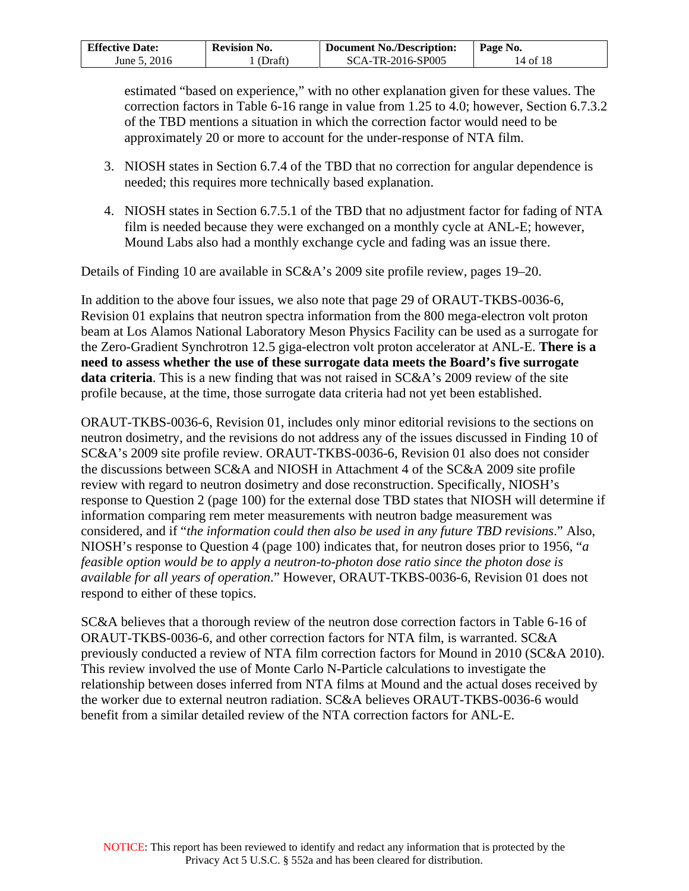estimated "based on experience," with no other explanation given for these values. The correction factors in Table 6-16 range in value from 1.25 to 4.0; however, Section 6.7.3.2 of the TBD mentions a situation in which the correction factor would need to be approximately 20 or more to account for the under-response of NTA film.

3. NIOSH states in Section 6.7.4 of the TBD that no correction for angular dependence is needed; this requires more technically based explanation.

4. NIOSH states in Section 6.7.5.1 of the TBD that no adjustment factor for fading of NTA film is needed because they were exchanged on a monthly cycle at ANL-E; however, Mound Labs also had a monthly exchange cycle and fading was an issue there.

Details of Finding 10 are available in SC&A's 2009 site profile review, pages 19–20.

In addition to the above four issues, we also note that page 29 of ORAUT-TKBS-0036-6, Revision 01 explains that neutron spectra information from the 800 mega-electron volt proton beam at Los Alamos National Laboratory Meson Physics Facility can be used as a surrogate for the Zero-Gradient Synchrotron 12.5 giga-electron volt proton accelerator at ANL-E. **There is a need to assess whether the use of these surrogate data meets the Board's five surrogate data criteria**. This is a new finding that was not raised in SC&A's 2009 review of the site profile because, at the time, those surrogate data criteria had not yet been established.

ORAUT-TKBS-0036-6, Revision 01, includes only minor editorial revisions to the sections on neutron dosimetry, and the revisions do not address any of the issues discussed in Finding 10 of SC&A's 2009 site profile review. ORAUT-TKBS-0036-6, Revision 01 also does not consider the discussions between SC&A and NIOSH in Attachment 4 of the SC&A 2009 site profile review with regard to neutron dosimetry and dose reconstruction. Specifically, NIOSH's response to Question 2 (page 100) for the external dose TBD states that NIOSH will determine if information comparing rem meter measurements with neutron badge measurement was considered, and if "*the information could then also be used in any future TBD revisions*." Also, NIOSH's response to Question 4 (page 100) indicates that, for neutron doses prior to 1956, "*a feasible option would be to apply a neutron-to-photon dose ratio since the photon dose is available for all years of operation*." However, ORAUT-TKBS-0036-6, Revision 01 does not respond to either of these topics.

SC&A believes that a thorough review of the neutron dose correction factors in Table 6-16 of ORAUT-TKBS-0036-6, and other correction factors for NTA film, is warranted. SC&A previously conducted a review of NTA film correction factors for Mound in 2010 (SC&A 2010). This review involved the use of Monte Carlo N-Particle calculations to investigate the relationship between doses inferred from NTA films at Mound and the actual doses received by the worker due to external neutron radiation. SC&A believes ORAUT-TKBS-0036-6 would benefit from a similar detailed review of the NTA correction factors for ANL-E.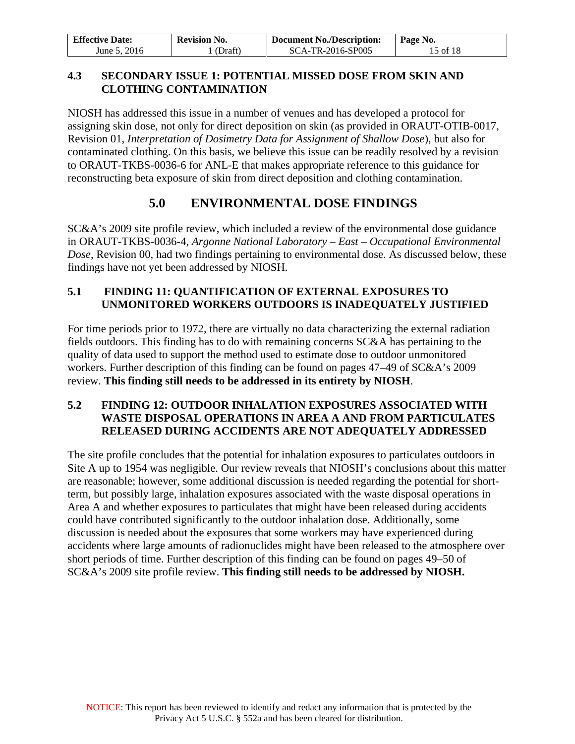### 4.3 SECONDARY ISSUE 1: POTENTIAL MISSED DOSE FROM SKIN AND CLOTHING CONTAMINATION

NIOSH has addressed this issue in a number of venues and has developed a protocol for assigning skin dose, not only for direct deposition on skin (as provided in ORAUT-OTIB-0017, Revision 01, *Interpretation of Dosimetry Data for Assignment of Shallow Dose*), but also for contaminated clothing. On this basis, we believe this issue can be readily resolved by a revision to ORAUT-TKBS-0036-6 for ANL-E that makes appropriate reference to this guidance for reconstructing beta exposure of skin from direct deposition and clothing contamination.

## 5.0 ENVIRONMENTAL DOSE FINDINGS

SC&A's 2009 site profile review, which included a review of the environmental dose guidance in ORAUT-TKBS-0036-4, *Argonne National Laboratory – East – Occupational Environmental Dose*, Revision 00, had two findings pertaining to environmental dose. As discussed below, these findings have not yet been addressed by NIOSH.

### 5.1 FINDING 11: QUANTIFICATION OF EXTERNAL EXPOSURES TO UNMONITORED WORKERS OUTDOORS IS INADEQUATELY JUSTIFIED

For time periods prior to 1972, there are virtually no data characterizing the external radiation fields outdoors. This finding has to do with remaining concerns SC&A has pertaining to the quality of data used to support the method used to estimate dose to outdoor unmonitored workers. Further description of this finding can be found on pages 47–49 of SC&A's 2009 review. **This finding still needs to be addressed in its entirety by NIOSH**.

### 5.2 FINDING 12: OUTDOOR INHALATION EXPOSURES ASSOCIATED WITH WASTE DISPOSAL OPERATIONS IN AREA A AND FROM PARTICULATES RELEASED DURING ACCIDENTS ARE NOT ADEQUATELY ADDRESSED

The site profile concludes that the potential for inhalation exposures to particulates outdoors in Site A up to 1954 was negligible. Our review reveals that NIOSH's conclusions about this matter are reasonable; however, some additional discussion is needed regarding the potential for short-term, but possibly large, inhalation exposures associated with the waste disposal operations in Area A and whether exposures to particulates that might have been released during accidents could have contributed significantly to the outdoor inhalation dose. Additionally, some discussion is needed about the exposures that some workers may have experienced during accidents where large amounts of radionuclides might have been released to the atmosphere over short periods of time. Further description of this finding can be found on pages 49–50 of SC&A's 2009 site profile review. **This finding still needs to be addressed by NIOSH.**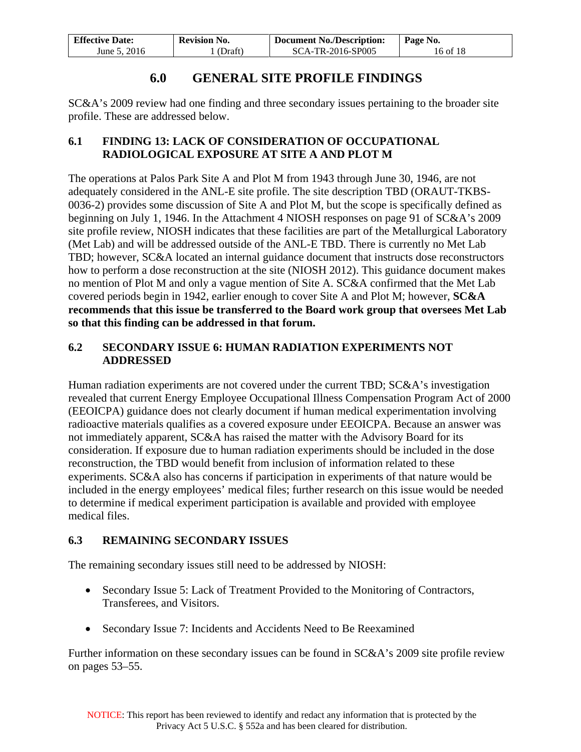# 6.0 GENERAL SITE PROFILE FINDINGS

SC&A's 2009 review had one finding and three secondary issues pertaining to the broader site profile. These are addressed below.

## 6.1 FINDING 13: LACK OF CONSIDERATION OF OCCUPATIONAL RADIOLOGICAL EXPOSURE AT SITE A AND PLOT M

The operations at Palos Park Site A and Plot M from 1943 through June 30, 1946, are not adequately considered in the ANL-E site profile. The site description TBD (ORAUT-TKBS-0036-2) provides some discussion of Site A and Plot M, but the scope is specifically defined as beginning on July 1, 1946. In the Attachment 4 NIOSH responses on page 91 of SC&A's 2009 site profile review, NIOSH indicates that these facilities are part of the Metallurgical Laboratory (Met Lab) and will be addressed outside of the ANL-E TBD. There is currently no Met Lab TBD; however, SC&A located an internal guidance document that instructs dose reconstructors how to perform a dose reconstruction at the site (NIOSH 2012). This guidance document makes no mention of Plot M and only a vague mention of Site A. SC&A confirmed that the Met Lab covered periods begin in 1942, earlier enough to cover Site A and Plot M; however, **SC&A recommends that this issue be transferred to the Board work group that oversees Met Lab so that this finding can be addressed in that forum.**

## 6.2 SECONDARY ISSUE 6: HUMAN RADIATION EXPERIMENTS NOT ADDRESSED

Human radiation experiments are not covered under the current TBD; SC&A's investigation revealed that current Energy Employee Occupational Illness Compensation Program Act of 2000 (EEOICPA) guidance does not clearly document if human medical experimentation involving radioactive materials qualifies as a covered exposure under EEOICPA. Because an answer was not immediately apparent, SC&A has raised the matter with the Advisory Board for its consideration. If exposure due to human radiation experiments should be included in the dose reconstruction, the TBD would benefit from inclusion of information related to these experiments. SC&A also has concerns if participation in experiments of that nature would be included in the energy employees' medical files; further research on this issue would be needed to determine if medical experiment participation is available and provided with employee medical files.

## 6.3 REMAINING SECONDARY ISSUES

The remaining secondary issues still need to be addressed by NIOSH:

- Secondary Issue 5: Lack of Treatment Provided to the Monitoring of Contractors, Transferees, and Visitors.
- Secondary Issue 7: Incidents and Accidents Need to Be Reexamined

Further information on these secondary issues can be found in SC&A's 2009 site profile review on pages 53–55.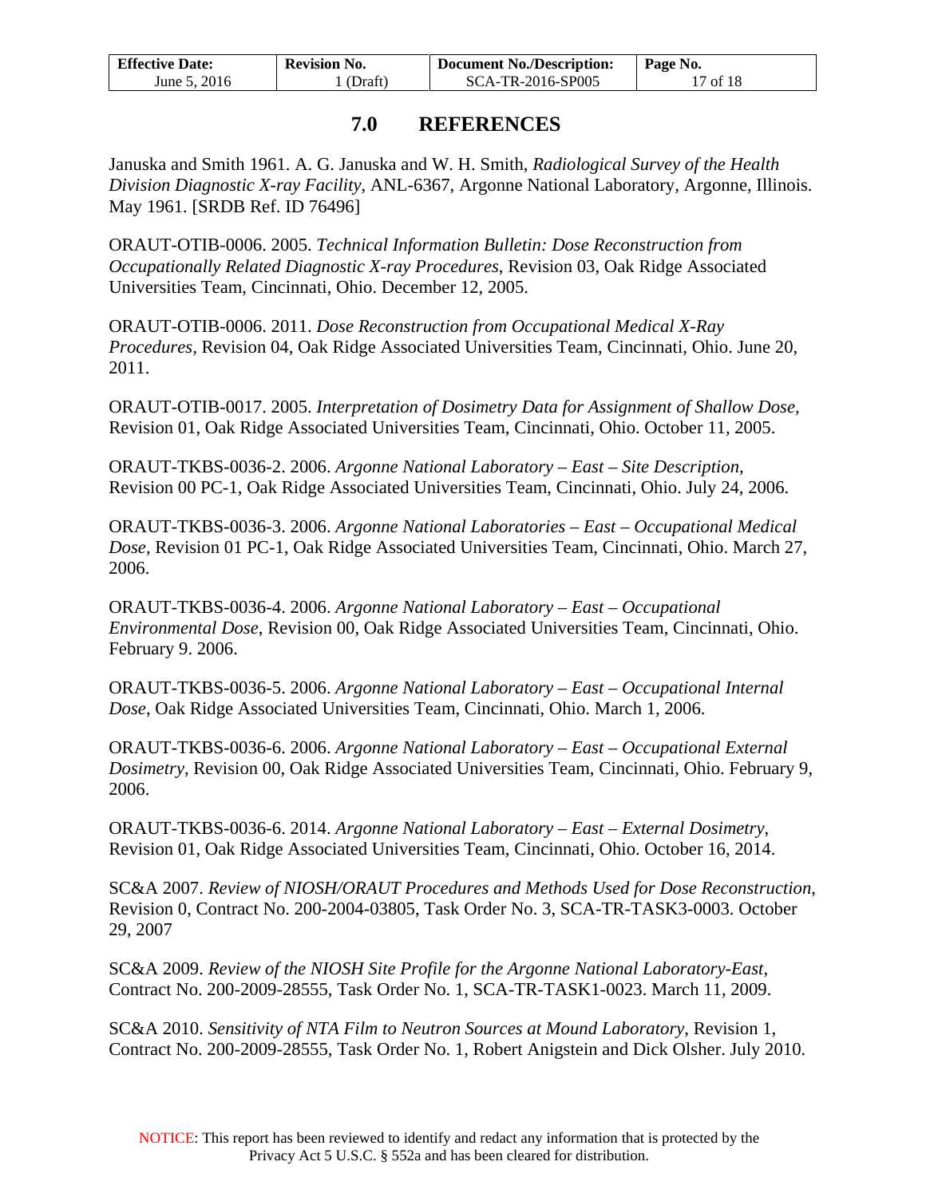# 7.0 REFERENCES

Januska and Smith 1961. A. G. Januska and W. H. Smith, *Radiological Survey of the Health Division Diagnostic X-ray Facility*, ANL-6367, Argonne National Laboratory, Argonne, Illinois. May 1961. [SRDB Ref. ID 76496]

ORAUT-OTIB-0006. 2005. *Technical Information Bulletin: Dose Reconstruction from Occupationally Related Diagnostic X-ray Procedures*, Revision 03, Oak Ridge Associated Universities Team, Cincinnati, Ohio. December 12, 2005.

ORAUT-OTIB-0006. 2011. *Dose Reconstruction from Occupational Medical X-Ray Procedures*, Revision 04, Oak Ridge Associated Universities Team, Cincinnati, Ohio. June 20, 2011.

ORAUT-OTIB-0017. 2005. *Interpretation of Dosimetry Data for Assignment of Shallow Dose*, Revision 01, Oak Ridge Associated Universities Team, Cincinnati, Ohio. October 11, 2005.

ORAUT-TKBS-0036-2. 2006. *Argonne National Laboratory – East – Site Description*, Revision 00 PC-1, Oak Ridge Associated Universities Team, Cincinnati, Ohio. July 24, 2006.

ORAUT-TKBS-0036-3. 2006. *Argonne National Laboratories – East – Occupational Medical Dose*, Revision 01 PC-1, Oak Ridge Associated Universities Team, Cincinnati, Ohio. March 27, 2006.

ORAUT-TKBS-0036-4. 2006. *Argonne National Laboratory – East – Occupational Environmental Dose*, Revision 00, Oak Ridge Associated Universities Team, Cincinnati, Ohio. February 9. 2006.

ORAUT-TKBS-0036-5. 2006. *Argonne National Laboratory – East – Occupational Internal Dose*, Oak Ridge Associated Universities Team, Cincinnati, Ohio. March 1, 2006.

ORAUT-TKBS-0036-6. 2006. *Argonne National Laboratory – East – Occupational External Dosimetry*, Revision 00, Oak Ridge Associated Universities Team, Cincinnati, Ohio. February 9, 2006.

ORAUT-TKBS-0036-6. 2014. *Argonne National Laboratory – East – External Dosimetry*, Revision 01, Oak Ridge Associated Universities Team, Cincinnati, Ohio. October 16, 2014.

SC&A 2007. *Review of NIOSH/ORAUT Procedures and Methods Used for Dose Reconstruction*, Revision 0, Contract No. 200-2004-03805, Task Order No. 3, SCA-TR-TASK3-0003. October 29, 2007

SC&A 2009. *Review of the NIOSH Site Profile for the Argonne National Laboratory-East*, Contract No. 200-2009-28555, Task Order No. 1, SCA-TR-TASK1-0023. March 11, 2009.

SC&A 2010. *Sensitivity of NTA Film to Neutron Sources at Mound Laboratory*, Revision 1, Contract No. 200-2009-28555, Task Order No. 1, Robert Anigstein and Dick Olsher. July 2010.

NOTICE: This report has been reviewed to identify and redact any information that is protected by the Privacy Act 5 U.S.C. § 552a and has been cleared for distribution.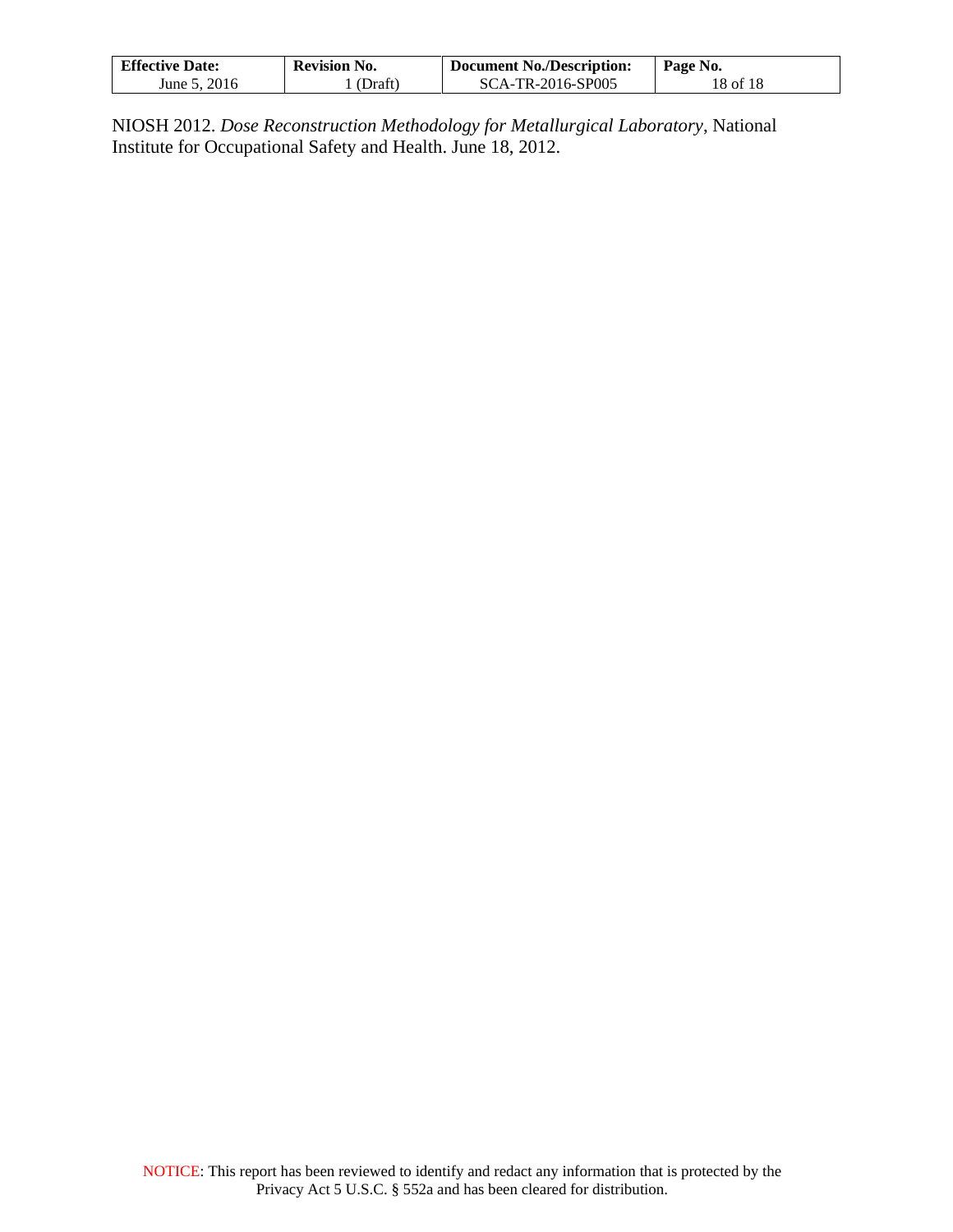NIOSH 2012. *Dose Reconstruction Methodology for Metallurgical Laboratory*, National Institute for Occupational Safety and Health. June 18, 2012.

NOTICE: This report has been reviewed to identify and redact any information that is protected by the Privacy Act 5 U.S.C. § 552a and has been cleared for distribution.